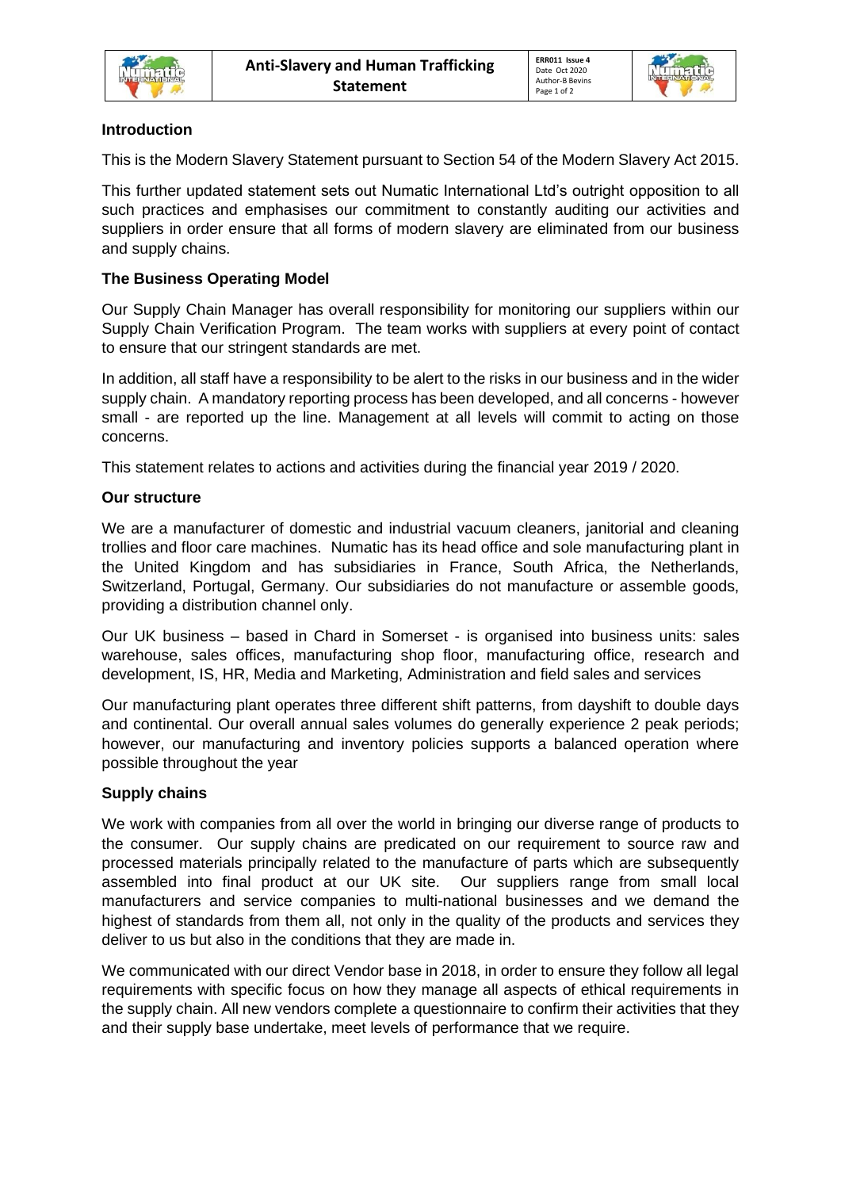# Anti-Slavery and Human Trafficking Statement

### Introduction

This is the Modern Slavery Statement pursuant to Section 54 of the Modern Slavery Act 2015.

This further updated statement sets out Numatic International Ltd's outright opposition to all such practices and emphasises our commitment to constantly auditing our activities and suppliers in order ensure that all forms of modern slavery are eliminated from our business and supply chains.

### The Business Operating Model

Our Supply Chain Manager has overall responsibility for monitoring our suppliers within our Supply Chain Verification Program. The team works with suppliers at every point of contact to ensure that our stringent standards are met.

In addition, all staff have a responsibility to be alert to the risks in our business and in the wider supply chain. A mandatory reporting process has been developed, and all concerns - however small - are reported up the line. Management at all levels will commit to acting on those concerns.

This statement relates to actions and activities during the financial year 2019 / 2020.

### Our structure

We are a manufacturer of domestic and industrial vacuum cleaners, janitorial and cleaning trollies and floor care machines. Numatic has its head office and sole manufacturing plant in the United Kingdom and has subsidiaries in France, South Africa, the Netherlands, Switzerland, Portugal, Germany. Our subsidiaries do not manufacture or assemble goods, providing a distribution channel only.

Our UK business – based in Chard in Somerset - is organised into business units: sales warehouse, sales offices, manufacturing shop floor, manufacturing office, research and development, IS, HR, Media and Marketing, Administration and field sales and services

Our manufacturing plant operates three different shift patterns, from dayshift to double days and continental. Our overall annual sales volumes do generally experience 2 peak periods; however, our manufacturing and inventory policies supports a balanced operation where possible throughout the year

### Supply chains

We work with companies from all over the world in bringing our diverse range of products to the consumer. Our supply chains are predicated on our requirement to source raw and processed materials principally related to the manufacture of parts which are subsequently assembled into final product at our UK site. Our suppliers range from small local manufacturers and service companies to multi-national businesses and we demand the highest of standards from them all, not only in the quality of the products and services they deliver to us but also in the conditions that they are made in.

We communicated with our direct Vendor base in 2018, in order to ensure they follow all legal requirements with specific focus on how they manage all aspects of ethical requirements in the supply chain. All new vendors complete a questionnaire to confirm their activities that they and their supply base undertake, meet levels of performance that we require.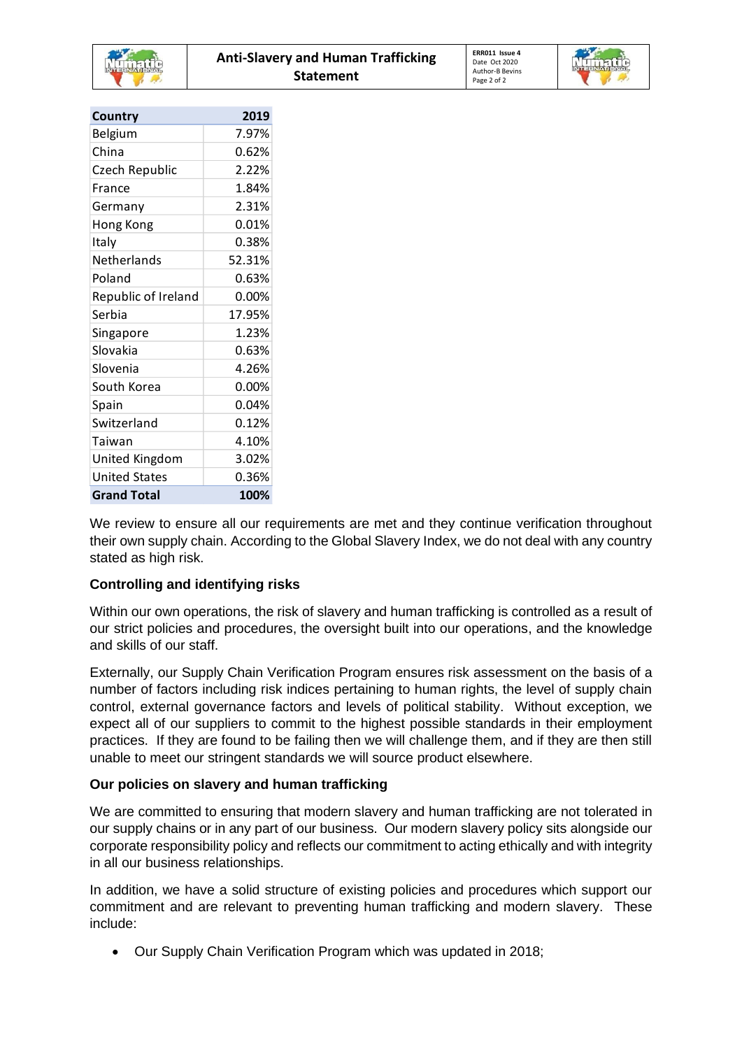| Country | 2019 |
|---|---|
| Belgium | 7.97% |
| China | 0.62% |
| Czech Republic | 2.22% |
| France | 1.84% |
| Germany | 2.31% |
| Hong Kong | 0.01% |
| Italy | 0.38% |
| Netherlands | 52.31% |
| Poland | 0.63% |
| Republic of Ireland | 0.00% |
| Serbia | 17.95% |
| Singapore | 1.23% |
| Slovakia | 0.63% |
| Slovenia | 4.26% |
| South Korea | 0.00% |
| Spain | 0.04% |
| Switzerland | 0.12% |
| Taiwan | 4.10% |
| United Kingdom | 3.02% |
| United States | 0.36% |
| **Grand Total** | **100%** |

We review to ensure all our requirements are met and they continue verification throughout their own supply chain. According to the Global Slavery Index, we do not deal with any country stated as high risk.

**Controlling and identifying risks**

Within our own operations, the risk of slavery and human trafficking is controlled as a result of our strict policies and procedures, the oversight built into our operations, and the knowledge and skills of our staff.

Externally, our Supply Chain Verification Program ensures risk assessment on the basis of a number of factors including risk indices pertaining to human rights, the level of supply chain control, external governance factors and levels of political stability. Without exception, we expect all of our suppliers to commit to the highest possible standards in their employment practices. If they are found to be failing then we will challenge them, and if they are then still unable to meet our stringent standards we will source product elsewhere.

**Our policies on slavery and human trafficking**

We are committed to ensuring that modern slavery and human trafficking are not tolerated in our supply chains or in any part of our business. Our modern slavery policy sits alongside our corporate responsibility policy and reflects our commitment to acting ethically and with integrity in all our business relationships.

In addition, we have a solid structure of existing policies and procedures which support our commitment and are relevant to preventing human trafficking and modern slavery. These include:

- Our Supply Chain Verification Program which was updated in 2018;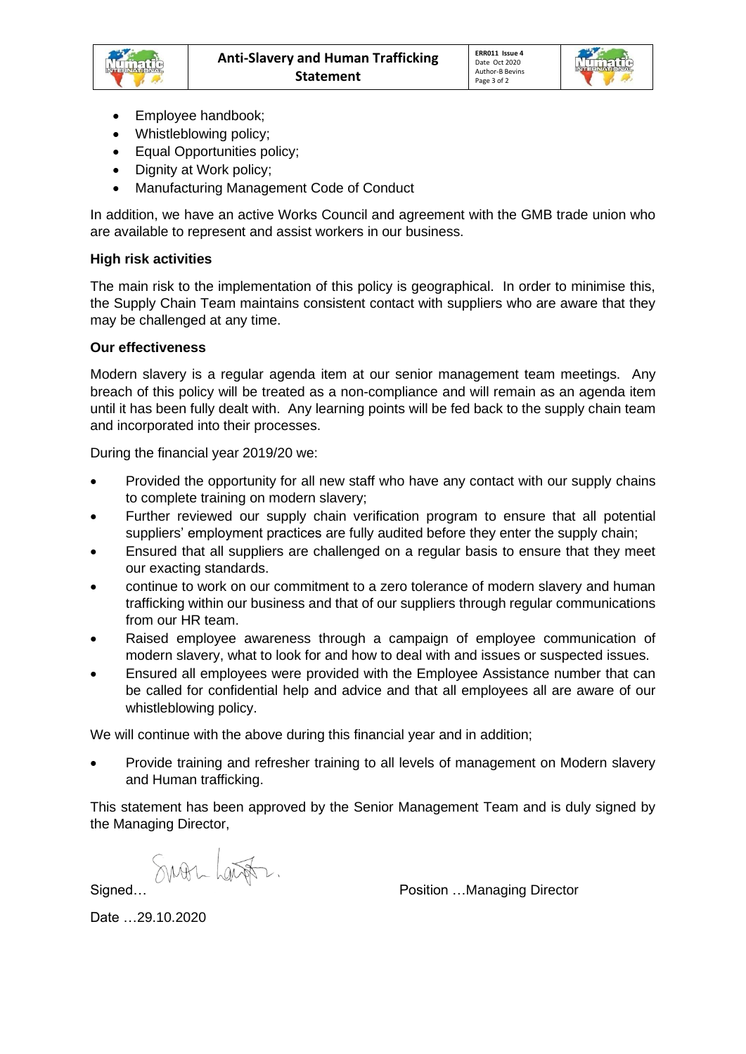- Employee handbook;
- Whistleblowing policy;
- Equal Opportunities policy;
- Dignity at Work policy;
- Manufacturing Management Code of Conduct

In addition, we have an active Works Council and agreement with the GMB trade union who are available to represent and assist workers in our business.

**High risk activities**

The main risk to the implementation of this policy is geographical. In order to minimise this, the Supply Chain Team maintains consistent contact with suppliers who are aware that they may be challenged at any time.

**Our effectiveness**

Modern slavery is a regular agenda item at our senior management team meetings. Any breach of this policy will be treated as a non-compliance and will remain as an agenda item until it has been fully dealt with. Any learning points will be fed back to the supply chain team and incorporated into their processes.

During the financial year 2019/20 we:

- Provided the opportunity for all new staff who have any contact with our supply chains to complete training on modern slavery;
- Further reviewed our supply chain verification program to ensure that all potential suppliers' employment practices are fully audited before they enter the supply chain;
- Ensured that all suppliers are challenged on a regular basis to ensure that they meet our exacting standards.
- continue to work on our commitment to a zero tolerance of modern slavery and human trafficking within our business and that of our suppliers through regular communications from our HR team.
- Raised employee awareness through a campaign of employee communication of modern slavery, what to look for and how to deal with and issues or suspected issues.
- Ensured all employees were provided with the Employee Assistance number that can be called for confidential help and advice and that all employees all are aware of our whistleblowing policy.

We will continue with the above during this financial year and in addition;

- Provide training and refresher training to all levels of management on Modern slavery and Human trafficking.

This statement has been approved by the Senior Management Team and is duly signed by the Managing Director,

Signed… Position …Managing Director

Date …29.10.2020